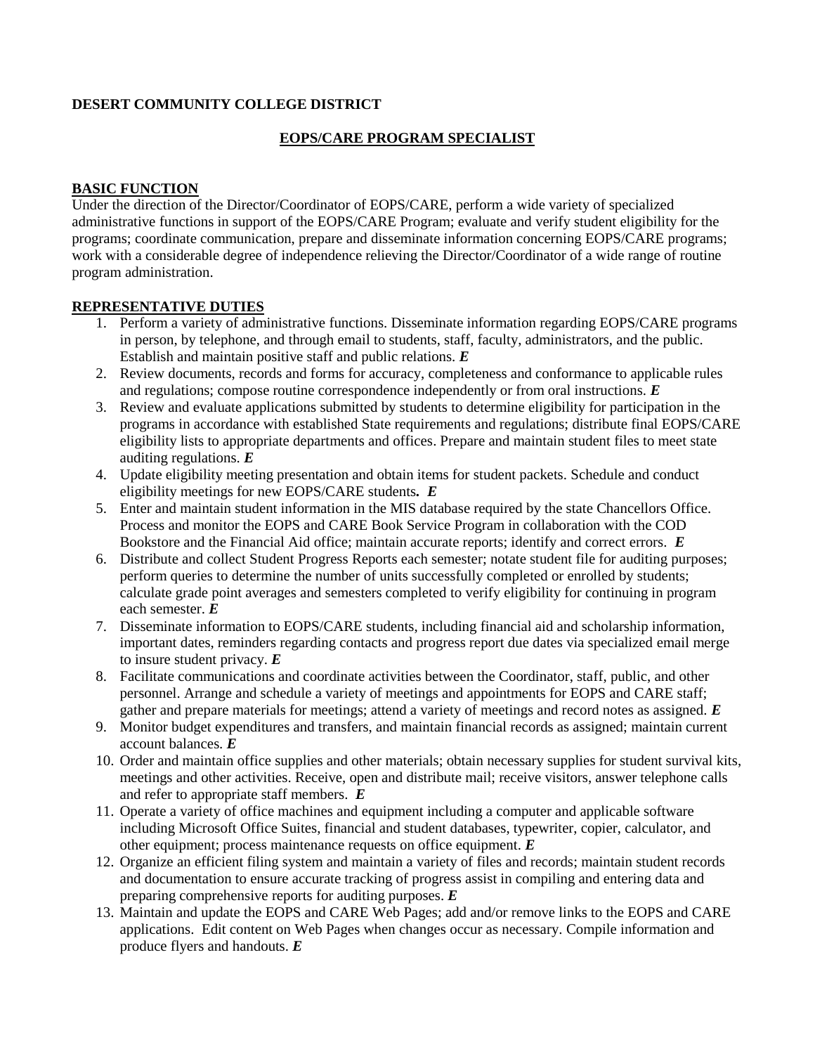**DESERT COMMUNITY COLLEGE DISTRICT**

## EOPS/CARE PROGRAM SPECIALIST

**BASIC FUNCTION**

Under the direction of the Director/Coordinator of EOPS/CARE, perform a wide variety of specialized administrative functions in support of the EOPS/CARE Program; evaluate and verify student eligibility for the programs; coordinate communication, prepare and disseminate information concerning EOPS/CARE programs; work with a considerable degree of independence relieving the Director/Coordinator of a wide range of routine program administration.

**REPRESENTATIVE DUTIES**

1. Perform a variety of administrative functions. Disseminate information regarding EOPS/CARE programs in person, by telephone, and through email to students, staff, faculty, administrators, and the public. Establish and maintain positive staff and public relations. ***E***
2. Review documents, records and forms for accuracy, completeness and conformance to applicable rules and regulations; compose routine correspondence independently or from oral instructions. ***E***
3. Review and evaluate applications submitted by students to determine eligibility for participation in the programs in accordance with established State requirements and regulations; distribute final EOPS/CARE eligibility lists to appropriate departments and offices. Prepare and maintain student files to meet state auditing regulations. ***E***
4. Update eligibility meeting presentation and obtain items for student packets. Schedule and conduct eligibility meetings for new EOPS/CARE students***.*** ***E***
5. Enter and maintain student information in the MIS database required by the state Chancellors Office. Process and monitor the EOPS and CARE Book Service Program in collaboration with the COD Bookstore and the Financial Aid office; maintain accurate reports; identify and correct errors. ***E***
6. Distribute and collect Student Progress Reports each semester; notate student file for auditing purposes; perform queries to determine the number of units successfully completed or enrolled by students; calculate grade point averages and semesters completed to verify eligibility for continuing in program each semester. ***E***
7. Disseminate information to EOPS/CARE students, including financial aid and scholarship information, important dates, reminders regarding contacts and progress report due dates via specialized email merge to insure student privacy. ***E***
8. Facilitate communications and coordinate activities between the Coordinator, staff, public, and other personnel. Arrange and schedule a variety of meetings and appointments for EOPS and CARE staff; gather and prepare materials for meetings; attend a variety of meetings and record notes as assigned. ***E***
9. Monitor budget expenditures and transfers, and maintain financial records as assigned; maintain current account balances. ***E***
10. Order and maintain office supplies and other materials; obtain necessary supplies for student survival kits, meetings and other activities. Receive, open and distribute mail; receive visitors, answer telephone calls and refer to appropriate staff members. ***E***
11. Operate a variety of office machines and equipment including a computer and applicable software including Microsoft Office Suites, financial and student databases, typewriter, copier, calculator, and other equipment; process maintenance requests on office equipment. ***E***
12. Organize an efficient filing system and maintain a variety of files and records; maintain student records and documentation to ensure accurate tracking of progress assist in compiling and entering data and preparing comprehensive reports for auditing purposes. ***E***
13. Maintain and update the EOPS and CARE Web Pages; add and/or remove links to the EOPS and CARE applications. Edit content on Web Pages when changes occur as necessary. Compile information and produce flyers and handouts. ***E***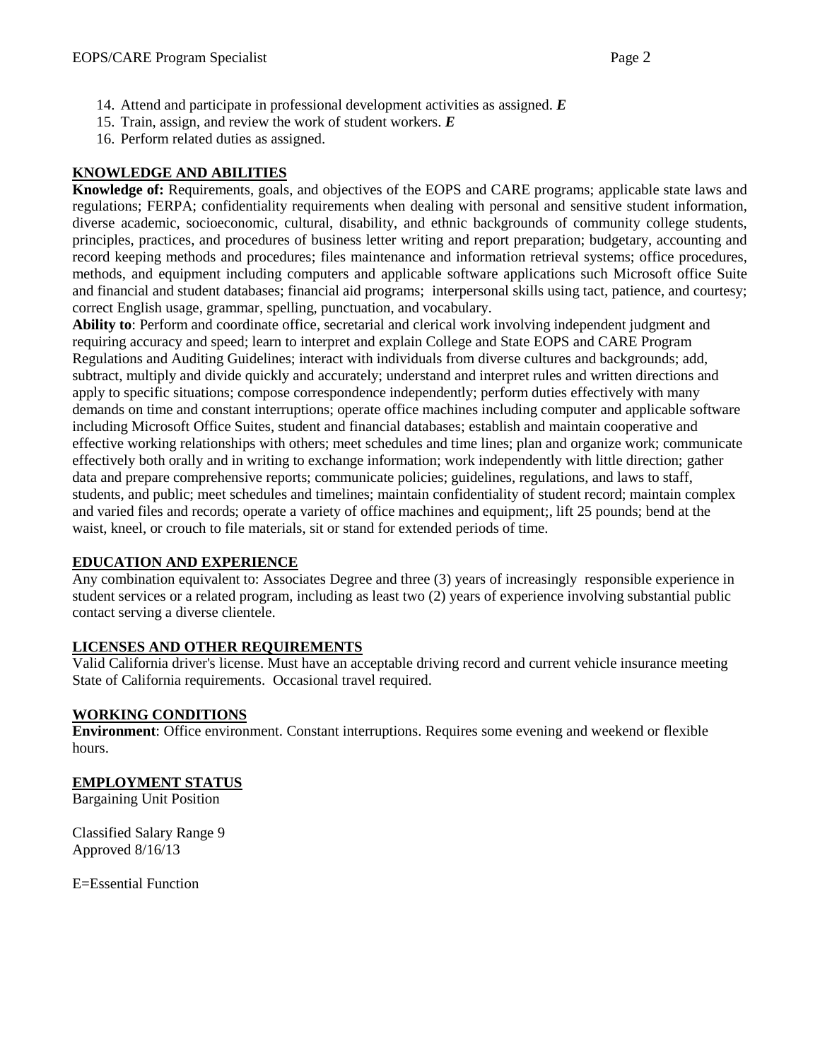14. Attend and participate in professional development activities as assigned. ***E***
15. Train, assign, and review the work of student workers. ***E***
16. Perform related duties as assigned.

## KNOWLEDGE AND ABILITIES

**Knowledge of:** Requirements, goals, and objectives of the EOPS and CARE programs; applicable state laws and regulations; FERPA; confidentiality requirements when dealing with personal and sensitive student information, diverse academic, socioeconomic, cultural, disability, and ethnic backgrounds of community college students, principles, practices, and procedures of business letter writing and report preparation; budgetary, accounting and record keeping methods and procedures; files maintenance and information retrieval systems; office procedures, methods, and equipment including computers and applicable software applications such Microsoft office Suite and financial and student databases; financial aid programs; interpersonal skills using tact, patience, and courtesy; correct English usage, grammar, spelling, punctuation, and vocabulary.

**Ability to**: Perform and coordinate office, secretarial and clerical work involving independent judgment and requiring accuracy and speed; learn to interpret and explain College and State EOPS and CARE Program Regulations and Auditing Guidelines; interact with individuals from diverse cultures and backgrounds; add, subtract, multiply and divide quickly and accurately; understand and interpret rules and written directions and apply to specific situations; compose correspondence independently; perform duties effectively with many demands on time and constant interruptions; operate office machines including computer and applicable software including Microsoft Office Suites, student and financial databases; establish and maintain cooperative and effective working relationships with others; meet schedules and time lines; plan and organize work; communicate effectively both orally and in writing to exchange information; work independently with little direction; gather data and prepare comprehensive reports; communicate policies; guidelines, regulations, and laws to staff, students, and public; meet schedules and timelines; maintain confidentiality of student record; maintain complex and varied files and records; operate a variety of office machines and equipment;, lift 25 pounds; bend at the waist, kneel, or crouch to file materials, sit or stand for extended periods of time.

## EDUCATION AND EXPERIENCE

Any combination equivalent to: Associates Degree and three (3) years of increasingly responsible experience in student services or a related program, including as least two (2) years of experience involving substantial public contact serving a diverse clientele.

## LICENSES AND OTHER REQUIREMENTS

Valid California driver's license. Must have an acceptable driving record and current vehicle insurance meeting State of California requirements. Occasional travel required.

## WORKING CONDITIONS

**Environment**: Office environment. Constant interruptions. Requires some evening and weekend or flexible hours.

## EMPLOYMENT STATUS

Bargaining Unit Position

Classified Salary Range 9
Approved 8/16/13

E=Essential Function